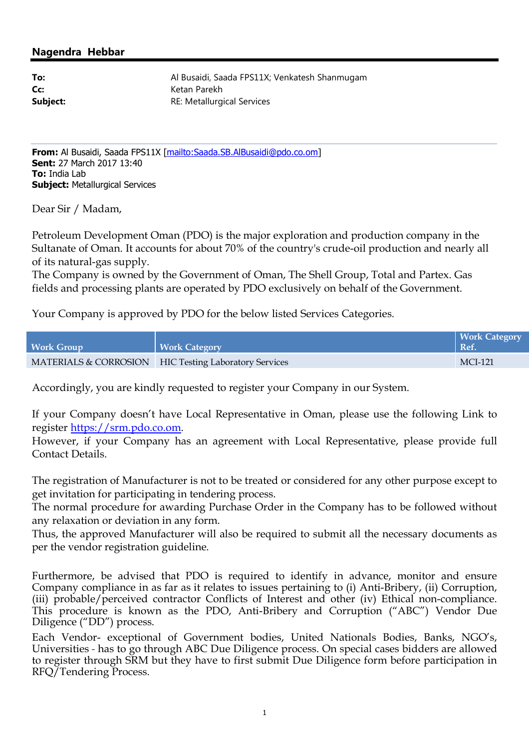**Nagendra Hebbar**

| | |
|---|---|
| **To:** | Al Busaidi, Saada FPS11X; Venkatesh Shanmugam |
| **Cc:** | Ketan Parekh |
| **Subject:** | RE: Metallurgical Services |

---

**From:** Al Busaidi, Saada FPS11X [mailto:Saada.SB.AlBusaidi@pdo.co.om]
**Sent:** 27 March 2017 13:40
**To:** India Lab
**Subject:** Metallurgical Services

Dear Sir / Madam,

Petroleum Development Oman (PDO) is the major exploration and production company in the Sultanate of Oman. It accounts for about 70% of the country's crude-oil production and nearly all of its natural-gas supply.
The Company is owned by the Government of Oman, The Shell Group, Total and Partex. Gas fields and processing plants are operated by PDO exclusively on behalf of the Government.

Your Company is approved by PDO for the below listed Services Categories.

| Work Group | Work Category | Work Category Ref. |
|---|---|---|
| MATERIALS & CORROSION | HIC Testing Laboratory Services | MCI-121 |

Accordingly, you are kindly requested to register your Company in our System.

If your Company doesn't have Local Representative in Oman, please use the following Link to register https://srm.pdo.co.om.
However, if your Company has an agreement with Local Representative, please provide full Contact Details.

The registration of Manufacturer is not to be treated or considered for any other purpose except to get invitation for participating in tendering process.
The normal procedure for awarding Purchase Order in the Company has to be followed without any relaxation or deviation in any form.
Thus, the approved Manufacturer will also be required to submit all the necessary documents as per the vendor registration guideline.

Furthermore, be advised that PDO is required to identify in advance, monitor and ensure Company compliance in as far as it relates to issues pertaining to (i) Anti-Bribery, (ii) Corruption, (iii) probable/perceived contractor Conflicts of Interest and other (iv) Ethical non-compliance. This procedure is known as the PDO, Anti-Bribery and Corruption ("ABC") Vendor Due Diligence ("DD") process.

Each Vendor- exceptional of Government bodies, United Nations Bodies, Banks, NGO's, Universities - has to go through ABC Due Diligence process. On special cases bidders are allowed to register through SRM but they have to first submit Due Diligence form before participation in RFQ/Tendering Process.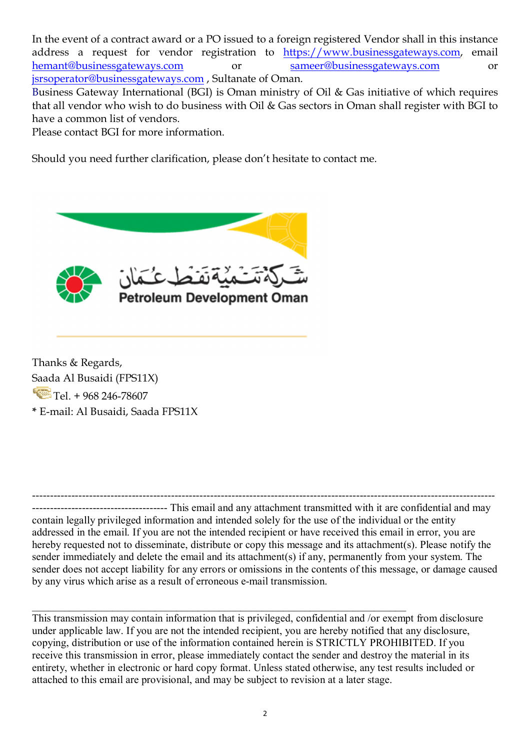In the event of a contract award or a PO issued to a foreign registered Vendor shall in this instance address a request for vendor registration to https://www.businessgateways.com, email hemant@businessgateways.com or sameer@businessgateways.com or jsrsoperator@businessgateways.com , Sultanate of Oman.

Business Gateway International (BGI) is Oman ministry of Oil & Gas initiative of which requires that all vendor who wish to do business with Oil & Gas sectors in Oman shall register with BGI to have a common list of vendors.

Please contact BGI for more information.

Should you need further clarification, please don't hesitate to contact me.

شركة تنمية نفط عمان

Petroleum Development Oman

Thanks & Regards,

Saada Al Busaidi (FPS11X)

Tel. + 968 246-78607

* E-mail: Al Busaidi, Saada FPS11X

---

This email and any attachment transmitted with it are confidential and may contain legally privileged information and intended solely for the use of the individual or the entity addressed in the email. If you are not the intended recipient or have received this email in error, you are hereby requested not to disseminate, distribute or copy this message and its attachment(s). Please notify the sender immediately and delete the email and its attachment(s) if any, permanently from your system. The sender does not accept liability for any errors or omissions in the contents of this message, or damage caused by any virus which arise as a result of erroneous e-mail transmission.

---

This transmission may contain information that is privileged, confidential and /or exempt from disclosure under applicable law. If you are not the intended recipient, you are hereby notified that any disclosure, copying, distribution or use of the information contained herein is STRICTLY PROHIBITED. If you receive this transmission in error, please immediately contact the sender and destroy the material in its entirety, whether in electronic or hard copy format. Unless stated otherwise, any test results included or attached to this email are provisional, and may be subject to revision at a later stage.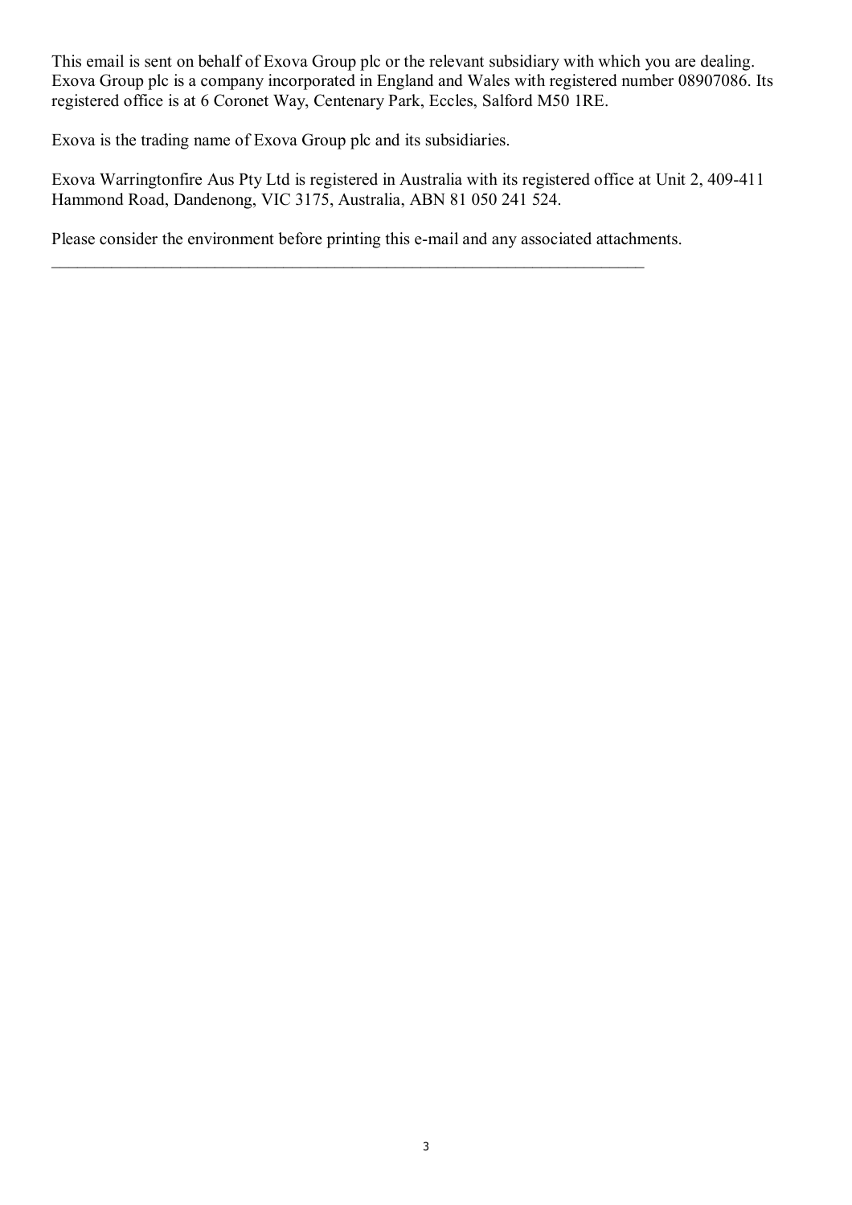This email is sent on behalf of Exova Group plc or the relevant subsidiary with which you are dealing. Exova Group plc is a company incorporated in England and Wales with registered number 08907086. Its registered office is at 6 Coronet Way, Centenary Park, Eccles, Salford M50 1RE.

Exova is the trading name of Exova Group plc and its subsidiaries.

Exova Warringtonfire Aus Pty Ltd is registered in Australia with its registered office at Unit 2, 409-411 Hammond Road, Dandenong, VIC 3175, Australia, ABN 81 050 241 524.

Please consider the environment before printing this e-mail and any associated attachments.

---